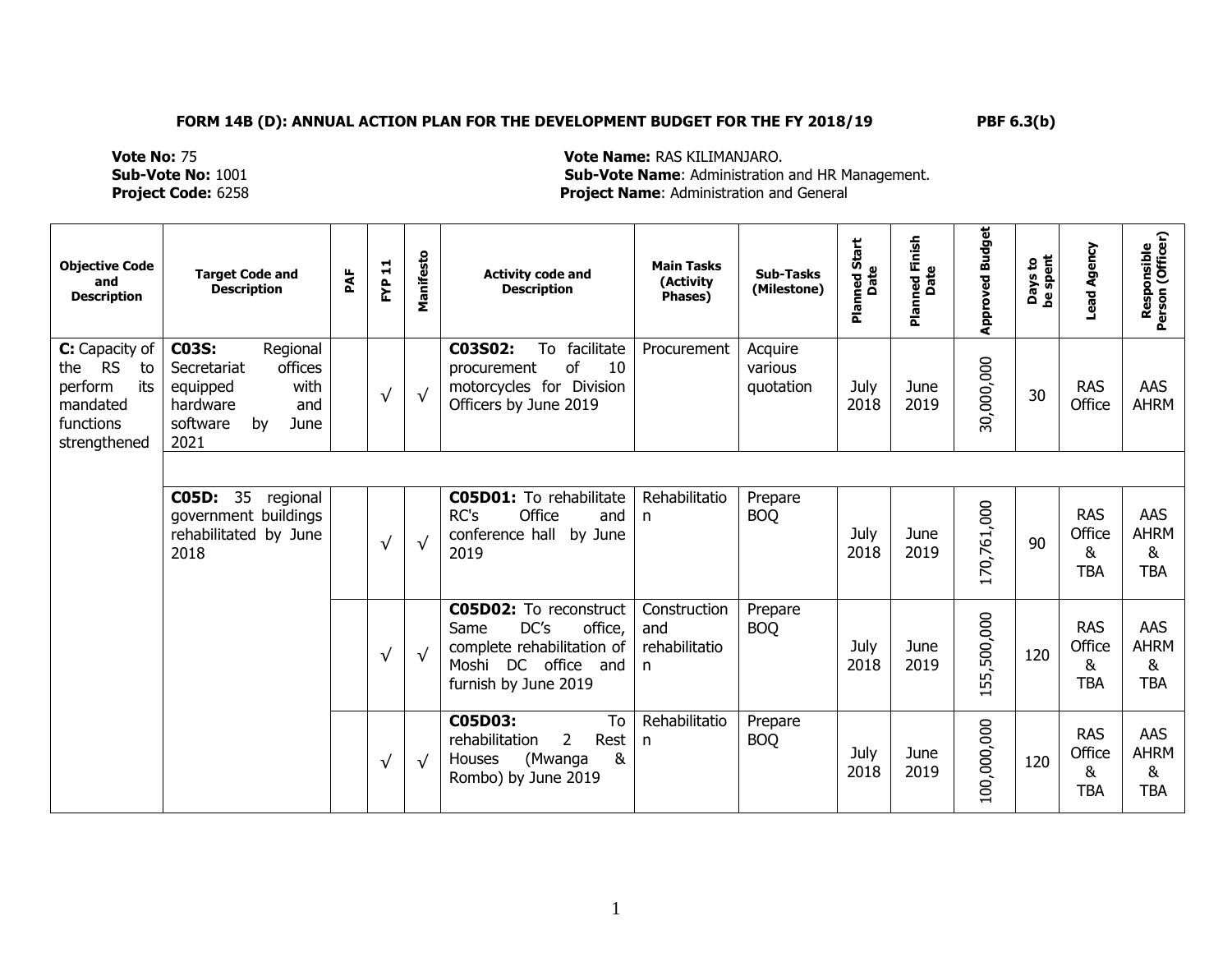**FORM 14B (D): ANNUAL ACTION PLAN FOR THE DEVELOPMENT BUDGET FOR THE FY 2018/19** **PBF 6.3(b)**

**Vote No:** 75 **Vote Name:** RAS KILIMANJARO.
**Sub-Vote No:** 1001 **Sub-Vote Name**: Administration and HR Management.
**Project Code:** 6258 **Project Name**: Administration and General

| Objective Code and Description | Target Code and Description | PAF | FYP 11 | Manifesto | Activity code and Description | Main Tasks (Activity Phases) | Sub-Tasks (Milestone) | Planned Start Date | Planned Finish Date | Approved Budget | Days to be spent | Lead Agency | Responsible Person (Officer) |
|---|---|---|---|---|---|---|---|---|---|---|---|---|---|
| **C:** Capacity of the RS to perform its mandated functions strengthened | **C03S:** Regional Secretariat offices equipped with hardware and software by June 2021 | | √ | √ | **C03S02:** To facilitate procurement of 10 motorcycles for Division Officers by June 2019 | Procurement | Acquire various quotation | July 2018 | June 2019 | 30,000,000 | 30 | RAS Office | AAS AHRM |
| | **C05D:** 35 regional government buildings rehabilitated by June 2018 | | √ | √ | **C05D01:** To rehabilitate RC's Office and conference hall by June 2019 | Rehabilitation | Prepare BOQ | July 2018 | June 2019 | 170,761,000 | 90 | RAS Office & TBA | AAS AHRM & TBA |
| | | | √ | √ | **C05D02:** To reconstruct Same DC's office, complete rehabilitation of Moshi DC office and furnish by June 2019 | Construction and rehabilitation | Prepare BOQ | July 2018 | June 2019 | 155,500,000 | 120 | RAS Office & TBA | AAS AHRM & TBA |
| | | | √ | √ | **C05D03:** To rehabilitation 2 Rest Houses (Mwanga & Rombo) by June 2019 | Rehabilitation | Prepare BOQ | July 2018 | June 2019 | 100,000,000 | 120 | RAS Office & TBA | AAS AHRM & TBA |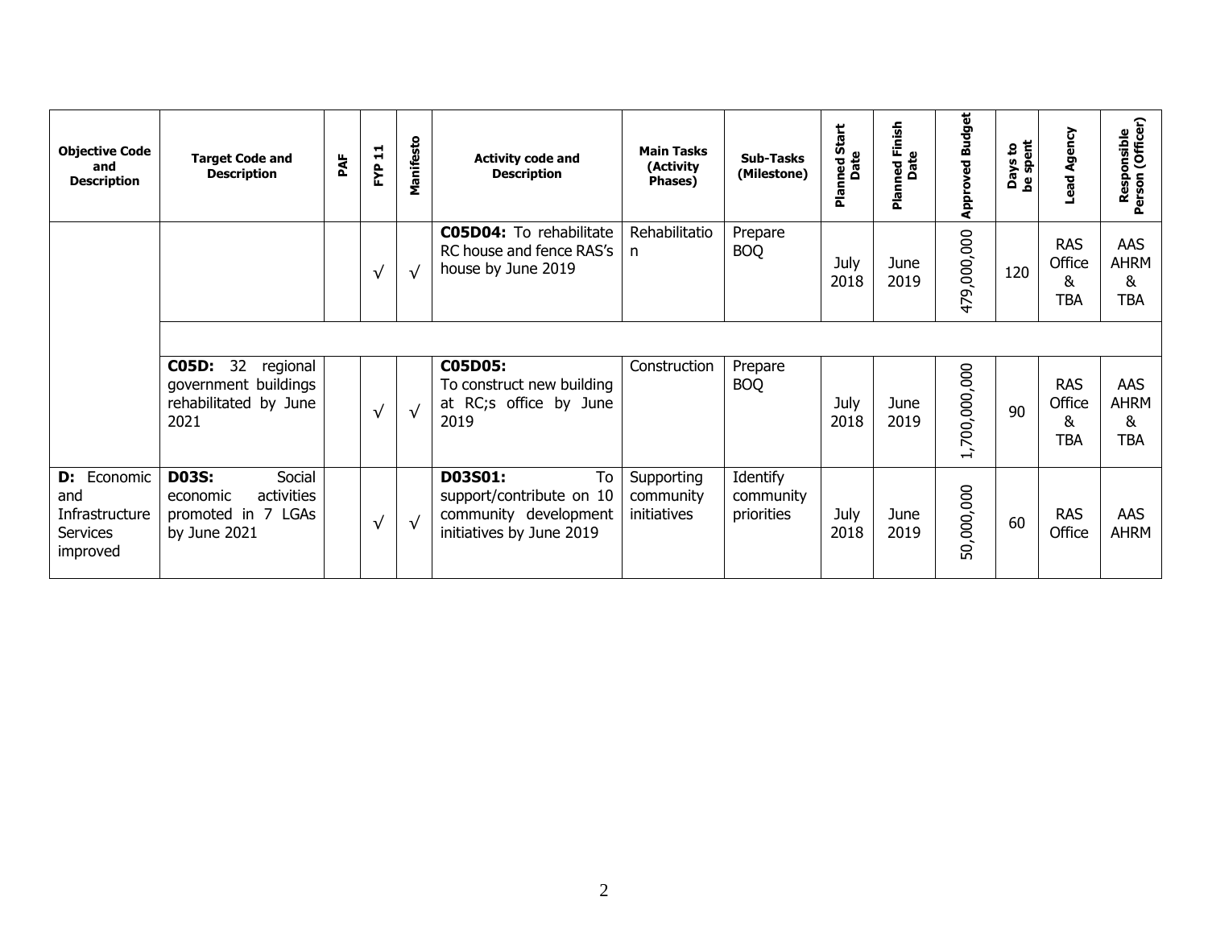| Objective Code and Description | Target Code and Description | PAF | FYP 11 | Manifesto | Activity code and Description | Main Tasks (Activity Phases) | Sub-Tasks (Milestone) | Planned Start Date | Planned Finish Date | Approved Budget | Days to be spent | Lead Agency | Responsible Person (Officer) |
|---|---|---|---|---|---|---|---|---|---|---|---|---|---|
| | | | √ | √ | **C05D04:** To rehabilitate RC house and fence RAS's house by June 2019 | Rehabilitation | Prepare BOQ | July 2018 | June 2019 | 479,000,000 | 120 | RAS Office & TBA | AAS AHRM & TBA |
| | **C05D:** 32 regional government buildings rehabilitated by June 2021 | | √ | √ | **C05D05:** To construct new building at RC;s office by June 2019 | Construction | Prepare BOQ | July 2018 | June 2019 | 1,700,000,000 | 90 | RAS Office & TBA | AAS AHRM & TBA |
| **D:** Economic and Infrastructure Services improved | **D03S:** Social economic activities promoted in 7 LGAs by June 2021 | | √ | √ | **D03S01:** To support/contribute on 10 community development initiatives by June 2019 | Supporting community initiatives | Identify community priorities | July 2018 | June 2019 | 50,000,000 | 60 | RAS Office | AAS AHRM |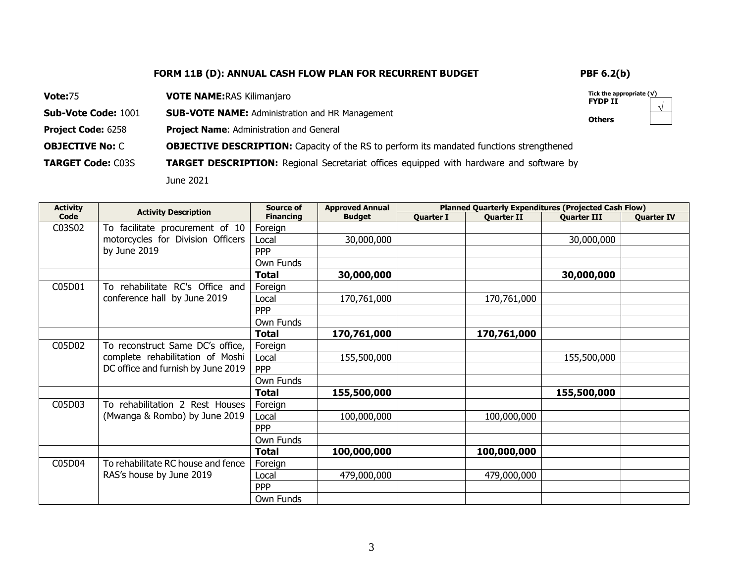**FORM 11B (D): ANNUAL CASH FLOW PLAN FOR RECURRENT BUDGET** **PBF 6.2(b)**

**Vote:**75 **VOTE NAME:**RAS Kilimanjaro

**Sub-Vote Code:** 1001 **SUB-VOTE NAME:** Administration and HR Management

**Project Code:** 6258 **Project Name**: Administration and General

**OBJECTIVE No:** C **OBJECTIVE DESCRIPTION:** Capacity of the RS to perform its mandated functions strengthened

**TARGET Code:** C03S **TARGET DESCRIPTION:** Regional Secretariat offices equipped with hardware and software by June 2021

Tick the appropriate (√)
FYDP II √
Others

| Activity Code | Activity Description | Source of Financing | Approved Annual Budget | Planned Quarterly Expenditures (Projected Cash Flow) | | | |
|---|---|---|---|---|---|---|---|
| | | | | Quarter I | Quarter II | Quarter III | Quarter IV |
| C03S02 | To facilitate procurement of 10 motorcycles for Division Officers by June 2019 | Foreign | | | | | |
| | | Local | 30,000,000 | | | 30,000,000 | |
| | | PPP | | | | | |
| | | Own Funds | | | | | |
| | | **Total** | **30,000,000** | | | **30,000,000** | |
| C05D01 | To rehabilitate RC's Office and conference hall by June 2019 | Foreign | | | | | |
| | | Local | 170,761,000 | | 170,761,000 | | |
| | | PPP | | | | | |
| | | Own Funds | | | | | |
| | | **Total** | **170,761,000** | | **170,761,000** | | |
| C05D02 | To reconstruct Same DC's office, complete rehabilitation of Moshi DC office and furnish by June 2019 | Foreign | | | | | |
| | | Local | 155,500,000 | | | 155,500,000 | |
| | | PPP | | | | | |
| | | Own Funds | | | | | |
| | | **Total** | **155,500,000** | | | **155,500,000** | |
| C05D03 | To rehabilitation 2 Rest Houses (Mwanga & Rombo) by June 2019 | Foreign | | | | | |
| | | Local | 100,000,000 | | 100,000,000 | | |
| | | PPP | | | | | |
| | | Own Funds | | | | | |
| | | **Total** | **100,000,000** | | **100,000,000** | | |
| C05D04 | To rehabilitate RC house and fence RAS's house by June 2019 | Foreign | | | | | |
| | | Local | 479,000,000 | | 479,000,000 | | |
| | | PPP | | | | | |
| | | Own Funds | | | | | |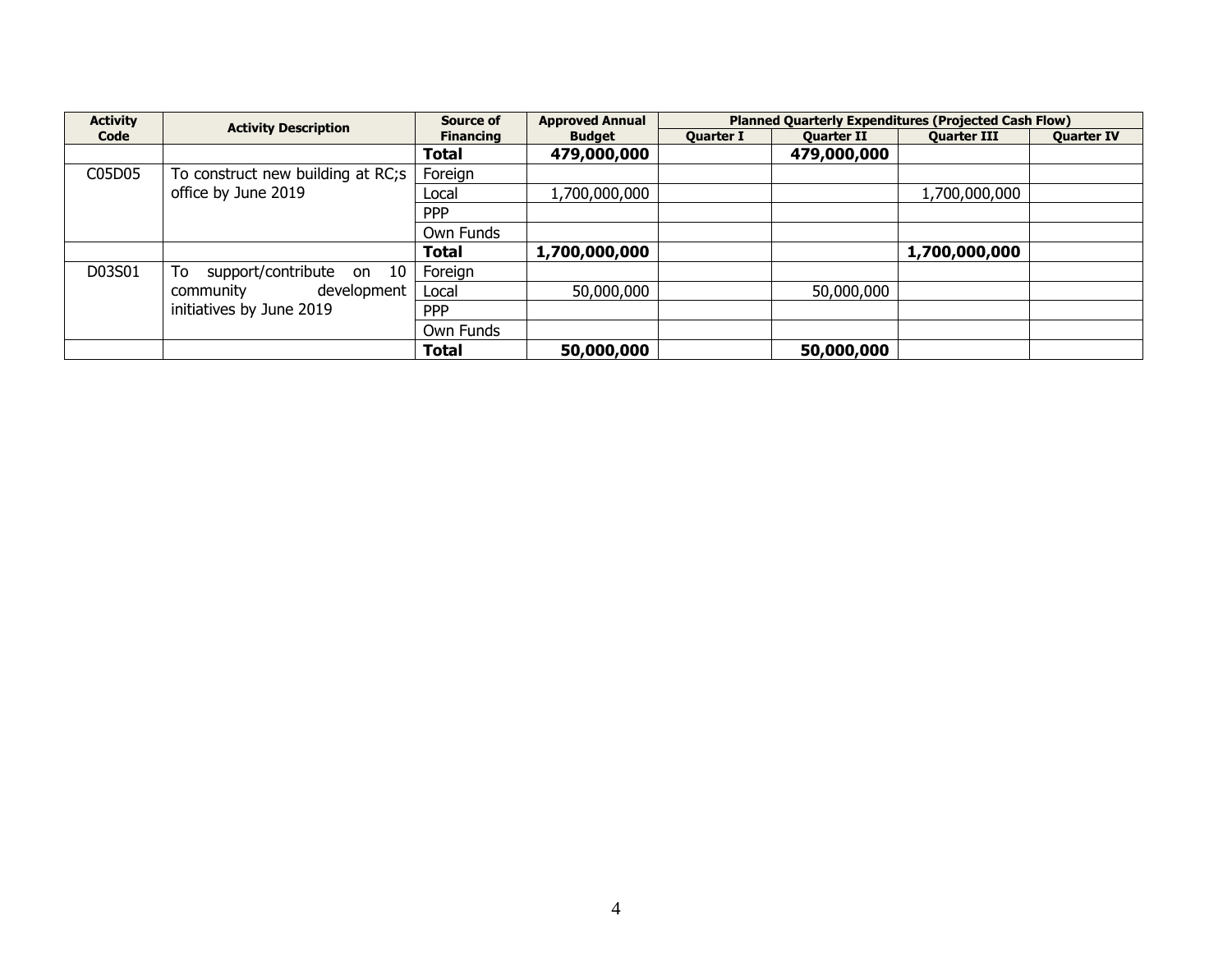| Activity Code | Activity Description | Source of Financing | Approved Annual Budget | Planned Quarterly Expenditures (Projected Cash Flow) | | | |
|---|---|---|---|---|---|---|---|
| | | | | Quarter I | Quarter II | Quarter III | Quarter IV |
| | | **Total** | **479,000,000** | | **479,000,000** | | |
| C05D05 | To construct new building at RC;s office by June 2019 | Foreign | | | | | |
| | | Local | 1,700,000,000 | | | 1,700,000,000 | |
| | | PPP | | | | | |
| | | Own Funds | | | | | |
| | | **Total** | **1,700,000,000** | | | **1,700,000,000** | |
| D03S01 | To support/contribute on 10 community development initiatives by June 2019 | Foreign | | | | | |
| | | Local | 50,000,000 | | 50,000,000 | | |
| | | PPP | | | | | |
| | | Own Funds | | | | | |
| | | **Total** | **50,000,000** | | **50,000,000** | | |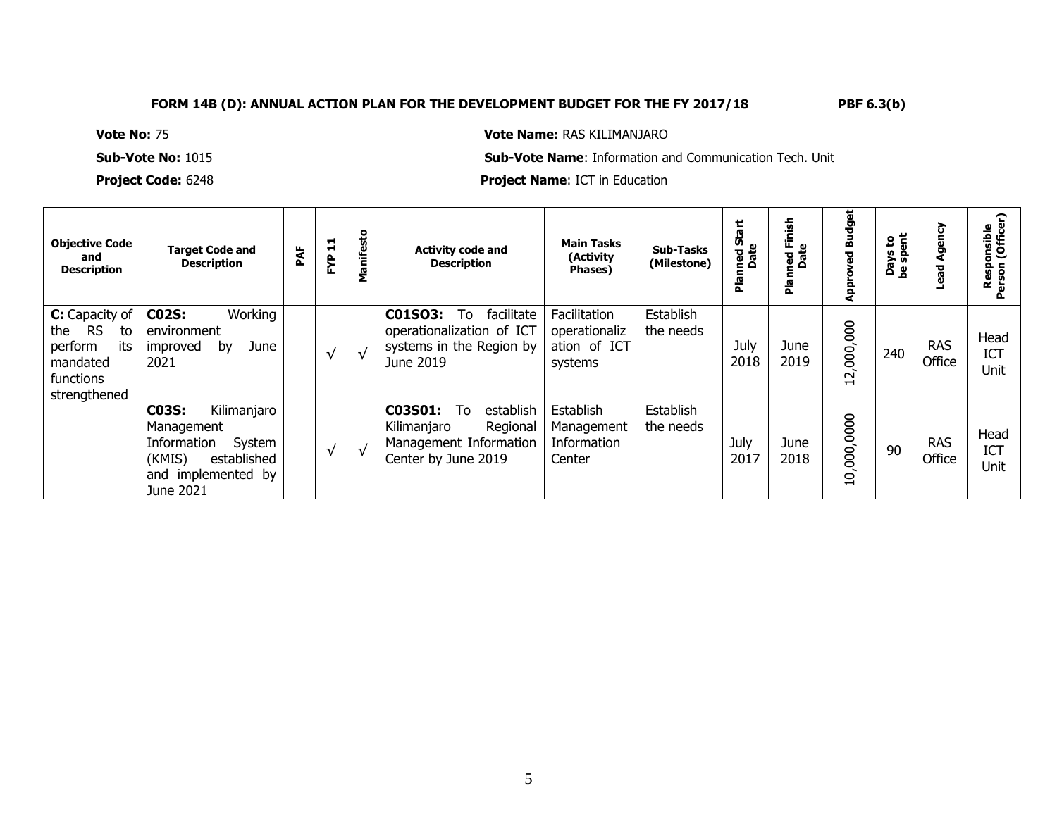**FORM 14B (D): ANNUAL ACTION PLAN FOR THE DEVELOPMENT BUDGET FOR THE FY 2017/18 PBF 6.3(b)**

**Vote No:** 75 **Vote Name:** RAS KILIMANJARO

**Sub-Vote No:** 1015 **Sub-Vote Name**: Information and Communication Tech. Unit

**Project Code:** 6248 **Project Name**: ICT in Education

| Objective Code and Description | Target Code and Description | PAF | FYP 11 | Manifesto | Activity code and Description | Main Tasks (Activity Phases) | Sub-Tasks (Milestone) | Planned Start Date | Planned Finish Date | Approved Budget | Days to be spent | Lead Agency | Responsible Person (Officer) |
|---|---|---|---|---|---|---|---|---|---|---|---|---|---|
| **C:** Capacity of the RS to perform its mandated functions strengthened | **C02S:** Working environment improved by June 2021 | | √ | √ | **C01SO3:** To facilitate operationalization of ICT systems in the Region by June 2019 | Facilitation operationalization of ICT systems | Establish the needs | July 2018 | June 2019 | 12,000,000 | 240 | RAS Office | Head ICT Unit |
| | **C03S:** Kilimanjaro Management Information System (KMIS) established and implemented by June 2021 | | √ | √ | **C03S01:** To establish Kilimanjaro Regional Management Information Center by June 2019 | Establish Management Information Center | Establish the needs | July 2017 | June 2018 | 10,000,0000 | 90 | RAS Office | Head ICT Unit |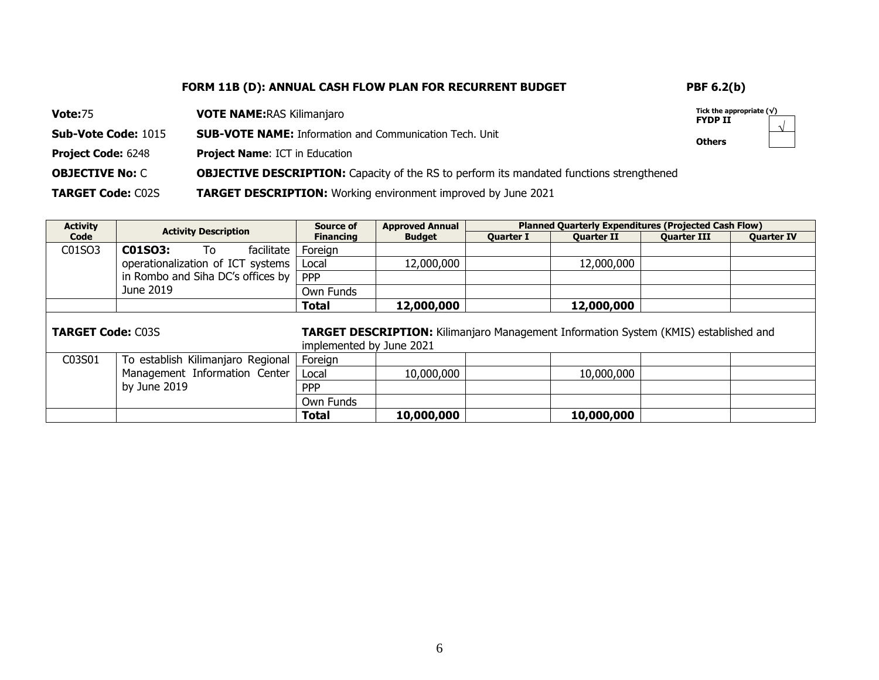**FORM 11B (D): ANNUAL CASH FLOW PLAN FOR RECURRENT BUDGET** **PBF 6.2(b)**

**Vote:**75 **VOTE NAME:**RAS Kilimanjaro

**Sub-Vote Code:** 1015 **SUB-VOTE NAME:** Information and Communication Tech. Unit

**Project Code:** 6248 **Project Name**: ICT in Education

**OBJECTIVE No:** C **OBJECTIVE DESCRIPTION:** Capacity of the RS to perform its mandated functions strengthened

**TARGET Code:** C02S **TARGET DESCRIPTION:** Working environment improved by June 2021

Tick the appropriate (√)
**FYDP II** √
**Others**

| Activity Code | Activity Description | Source of Financing | Approved Annual Budget | Planned Quarterly Expenditures (Projected Cash Flow) | | | |
|---|---|---|---|---|---|---|---|
| | | | | Quarter I | Quarter II | Quarter III | Quarter IV |
| C01SO3 | **C01SO3:** To facilitate operationalization of ICT systems in Rombo and Siha DC's offices by June 2019 | Foreign | | | | | |
| | | Local | 12,000,000 | | 12,000,000 | | |
| | | PPP | | | | | |
| | | Own Funds | | | | | |
| | | **Total** | **12,000,000** | | **12,000,000** | | |
| **TARGET Code:** C03S | | **TARGET DESCRIPTION:** Kilimanjaro Management Information System (KMIS) established and implemented by June 2021 | | | | | |
| C03S01 | To establish Kilimanjaro Regional Management Information Center by June 2019 | Foreign | | | | | |
| | | Local | 10,000,000 | | 10,000,000 | | |
| | | PPP | | | | | |
| | | Own Funds | | | | | |
| | | **Total** | **10,000,000** | | **10,000,000** | | |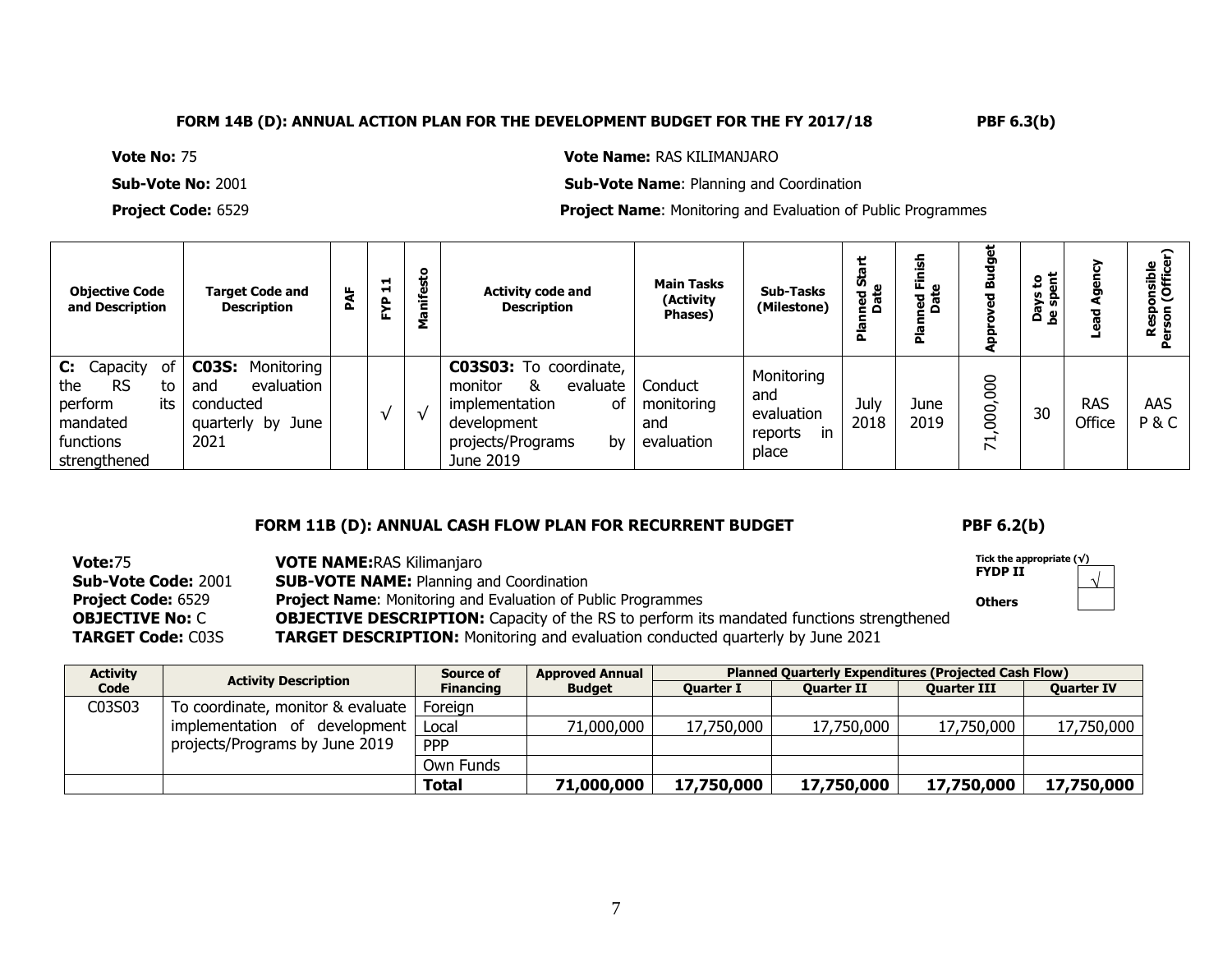**FORM 14B (D): ANNUAL ACTION PLAN FOR THE DEVELOPMENT BUDGET FOR THE FY 2017/18** **PBF 6.3(b)**

**Vote No:** 75 **Vote Name:** RAS KILIMANJARO

**Sub-Vote No:** 2001 **Sub-Vote Name**: Planning and Coordination

**Project Code:** 6529 **Project Name**: Monitoring and Evaluation of Public Programmes

| Objective Code and Description | Target Code and Description | PAF | FYP 11 | Manifesto | Activity code and Description | Main Tasks (Activity Phases) | Sub-Tasks (Milestone) | Planned Start Date | Planned Finish Date | Approved Budget | Days to be spent | Lead Agency | Responsible Person (Officer) |
|---|---|---|---|---|---|---|---|---|---|---|---|---|---|
| **C:** Capacity of the RS to perform its mandated functions strengthened | **C03S:** Monitoring and evaluation conducted quarterly by June 2021 | | √ | √ | **C03S03:** To coordinate, monitor & evaluate implementation of development projects/Programs by June 2019 | Conduct monitoring and evaluation | Monitoring and evaluation reports in place | July 2018 | June 2019 | 71,000,000 | 30 | RAS Office | AAS P & C |

**FORM 11B (D): ANNUAL CASH FLOW PLAN FOR RECURRENT BUDGET** **PBF 6.2(b)**

**Vote:**75 **VOTE NAME:**RAS Kilimanjaro

**Sub-Vote Code:** 2001 **SUB-VOTE NAME:** Planning and Coordination

**Project Code:** 6529 **Project Name**: Monitoring and Evaluation of Public Programmes

**OBJECTIVE No:** C **OBJECTIVE DESCRIPTION:** Capacity of the RS to perform its mandated functions strengthened

**TARGET Code:** C03S **TARGET DESCRIPTION:** Monitoring and evaluation conducted quarterly by June 2021

Tick the appropriate (√)

| | |
|---|---|
| **FYDP II** | √ |
| **Others** | |

| Activity Code | Activity Description | Source of Financing | Approved Annual Budget | Planned Quarterly Expenditures (Projected Cash Flow) | | | |
|---|---|---|---|---|---|---|---|
| | | | | Quarter I | Quarter II | Quarter III | Quarter IV |
| C03S03 | To coordinate, monitor & evaluate implementation of development projects/Programs by June 2019 | Foreign | | | | | |
| | | Local | 71,000,000 | 17,750,000 | 17,750,000 | 17,750,000 | 17,750,000 |
| | | PPP | | | | | |
| | | Own Funds | | | | | |
| | | **Total** | **71,000,000** | **17,750,000** | **17,750,000** | **17,750,000** | **17,750,000** |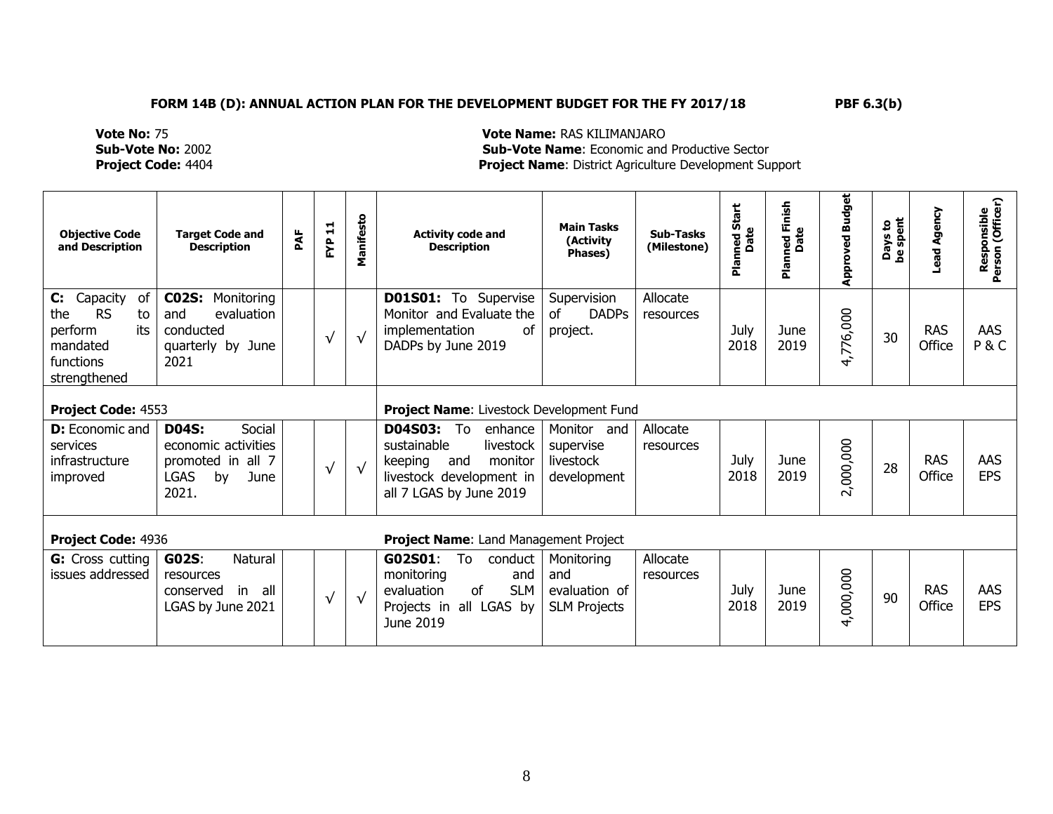**FORM 14B (D): ANNUAL ACTION PLAN FOR THE DEVELOPMENT BUDGET FOR THE FY 2017/18** **PBF 6.3(b)**

**Vote No:** 75 **Vote Name:** RAS KILIMANJARO
**Sub-Vote No:** 2002 **Sub-Vote Name**: Economic and Productive Sector
**Project Code:** 4404 **Project Name**: District Agriculture Development Support

| Objective Code and Description | Target Code and Description | PAF | FYP 11 | Manifesto | Activity code and Description | Main Tasks (Activity Phases) | Sub-Tasks (Milestone) | Planned Start Date | Planned Finish Date | Approved Budget | Days to be spent | Lead Agency | Responsible Person (Officer) |
|---|---|---|---|---|---|---|---|---|---|---|---|---|---|
| **C:** Capacity of the RS to perform its mandated functions strengthened | **C02S:** Monitoring and evaluation conducted quarterly by June 2021 | | √ | √ | **D01S01:** To Supervise Monitor and Evaluate the implementation of DADPs by June 2019 | Supervision of DADPs project. | Allocate resources | July 2018 | June 2019 | 4,776,000 | 30 | RAS Office | AAS P & C |
| **Project Code:** 4553 | | | | | **Project Name**: Livestock Development Fund | | | | | | | | |
| **D:** Economic and services infrastructure improved | **D04S:** Social economic activities promoted in all 7 LGAS by June 2021. | | √ | √ | **D04S03:** To enhance sustainable livestock keeping and monitor livestock development in all 7 LGAS by June 2019 | Monitor and supervise livestock development | Allocate resources | July 2018 | June 2019 | 2,000,000 | 28 | RAS Office | AAS EPS |
| **Project Code:** 4936 | | | | | **Project Name**: Land Management Project | | | | | | | | |
| **G:** Cross cutting issues addressed | **G02S**: Natural resources conserved in all LGAS by June 2021 | | √ | √ | **G02S01**: To conduct monitoring and evaluation of SLM Projects in all LGAS by June 2019 | Monitoring and evaluation of SLM Projects | Allocate resources | July 2018 | June 2019 | 4,000,000 | 90 | RAS Office | AAS EPS |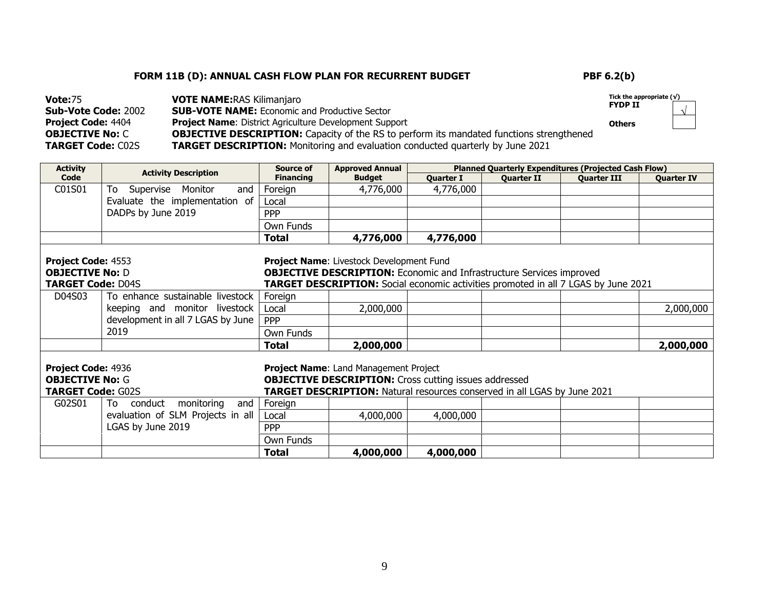## FORM 11B (D): ANNUAL CASH FLOW PLAN FOR RECURRENT BUDGET

**PBF 6.2(b)**

**Vote:** 75 **VOTE NAME:** RAS Kilimanjaro
**Sub-Vote Code:** 2002 **SUB-VOTE NAME:** Economic and Productive Sector
**Project Code:** 4404 **Project Name**: District Agriculture Development Support
**OBJECTIVE No:** C **OBJECTIVE DESCRIPTION:** Capacity of the RS to perform its mandated functions strengthened
**TARGET Code:** C02S **TARGET DESCRIPTION:** Monitoring and evaluation conducted quarterly by June 2021

Tick the appropriate (√)
FYDP II √
Others

| Activity Code | Activity Description | Source of Financing | Approved Annual Budget | Planned Quarterly Expenditures (Projected Cash Flow) | | | |
|---|---|---|---|---|---|---|---|
| | | | | Quarter I | Quarter II | Quarter III | Quarter IV |
| C01S01 | To Supervise Monitor and Evaluate the implementation of DADPs by June 2019 | Foreign | 4,776,000 | 4,776,000 | | | |
| | | Local | | | | | |
| | | PPP | | | | | |
| | | Own Funds | | | | | |
| | | **Total** | **4,776,000** | **4,776,000** | | | |

**Project Code:** 4553 **Project Name**: Livestock Development Fund
**OBJECTIVE No:** D **OBJECTIVE DESCRIPTION:** Economic and Infrastructure Services improved
**TARGET Code:** D04S **TARGET DESCRIPTION:** Social economic activities promoted in all 7 LGAS by June 2021

| Activity Code | Activity Description | Source of Financing | Approved Annual Budget | Quarter I | Quarter II | Quarter III | Quarter IV |
|---|---|---|---|---|---|---|---|
| D04S03 | To enhance sustainable livestock keeping and monitor livestock development in all 7 LGAS by June 2019 | Foreign | | | | | |
| | | Local | 2,000,000 | | | | 2,000,000 |
| | | PPP | | | | | |
| | | Own Funds | | | | | |
| | | **Total** | **2,000,000** | | | | **2,000,000** |

**Project Code:** 4936 **Project Name**: Land Management Project
**OBJECTIVE No:** G **OBJECTIVE DESCRIPTION:** Cross cutting issues addressed
**TARGET Code:** G02S **TARGET DESCRIPTION:** Natural resources conserved in all LGAS by June 2021

| Activity Code | Activity Description | Source of Financing | Approved Annual Budget | Quarter I | Quarter II | Quarter III | Quarter IV |
|---|---|---|---|---|---|---|---|
| G02S01 | To conduct monitoring and evaluation of SLM Projects in all LGAS by June 2019 | Foreign | | | | | |
| | | Local | 4,000,000 | 4,000,000 | | | |
| | | PPP | | | | | |
| | | Own Funds | | | | | |
| | | **Total** | **4,000,000** | **4,000,000** | | | |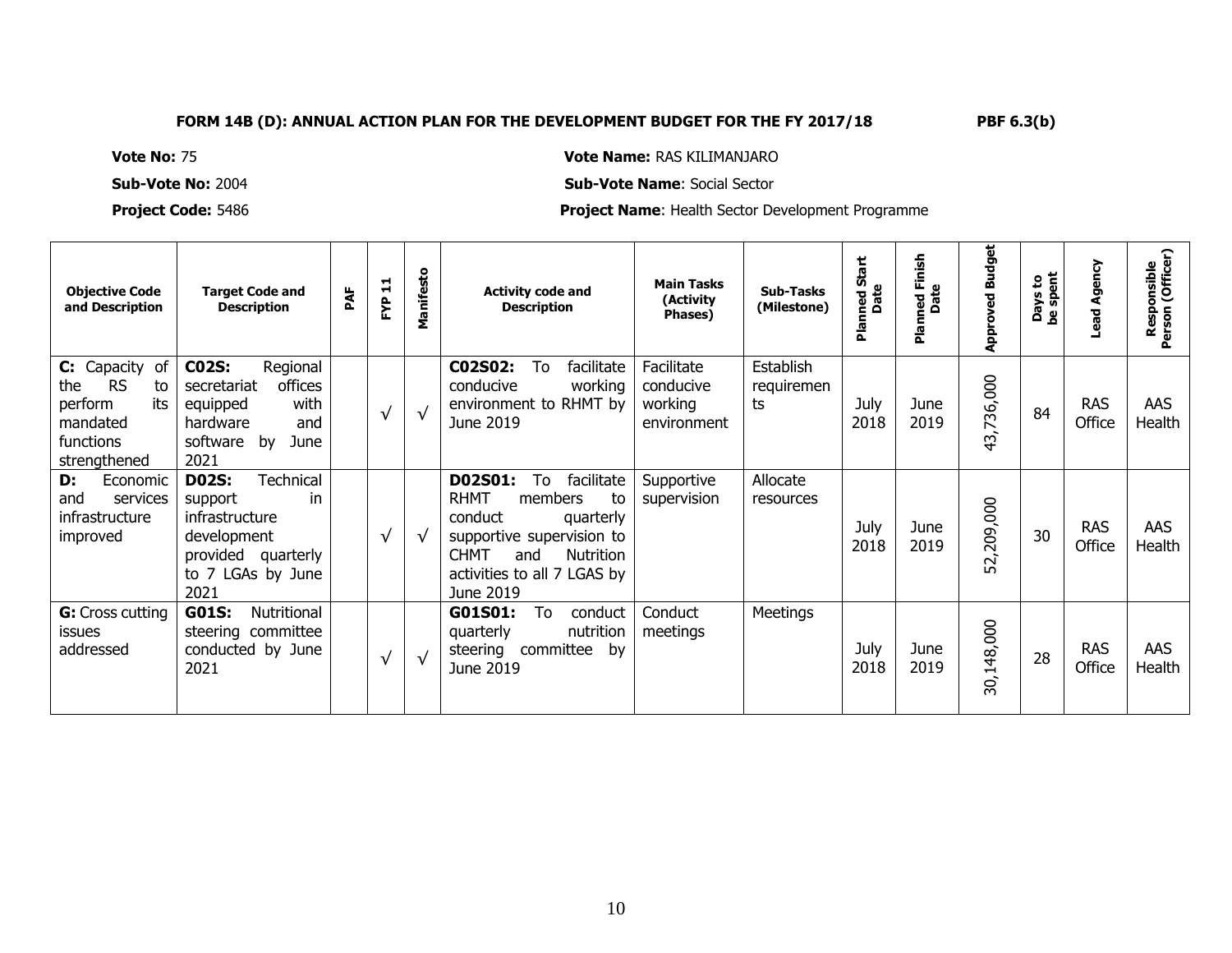**FORM 14B (D): ANNUAL ACTION PLAN FOR THE DEVELOPMENT BUDGET FOR THE FY 2017/18** **PBF 6.3(b)**

**Vote No:** 75 **Vote Name:** RAS KILIMANJARO

**Sub-Vote No:** 2004 **Sub-Vote Name**: Social Sector

**Project Code:** 5486 **Project Name**: Health Sector Development Programme

| Objective Code and Description | Target Code and Description | PAF | FYP 11 | Manifesto | Activity code and Description | Main Tasks (Activity Phases) | Sub-Tasks (Milestone) | Planned Start Date | Planned Finish Date | Approved Budget | Days to be spent | Lead Agency | Responsible Person (Officer) |
|---|---|---|---|---|---|---|---|---|---|---|---|---|---|
| **C:** Capacity of the RS to perform its mandated functions strengthened | **C02S:** Regional secretariat offices equipped with hardware and software by June 2021 | | √ | √ | **C02S02:** To facilitate conducive working environment to RHMT by June 2019 | Facilitate conducive working environment | Establish requirements | July 2018 | June 2019 | 43,736,000 | 84 | RAS Office | AAS Health |
| **D:** Economic and services infrastructure improved | **D02S:** Technical support in infrastructure development provided quarterly to 7 LGAs by June 2021 | | √ | √ | **D02S01:** To facilitate RHMT members to conduct quarterly supportive supervision to CHMT and Nutrition activities to all 7 LGAS by June 2019 | Supportive supervision | Allocate resources | July 2018 | June 2019 | 52,209,000 | 30 | RAS Office | AAS Health |
| **G:** Cross cutting issues addressed | **G01S:** Nutritional steering committee conducted by June 2021 | | √ | √ | **G01S01:** To conduct quarterly nutrition steering committee by June 2019 | Conduct meetings | Meetings | July 2018 | June 2019 | 30,148,000 | 28 | RAS Office | AAS Health |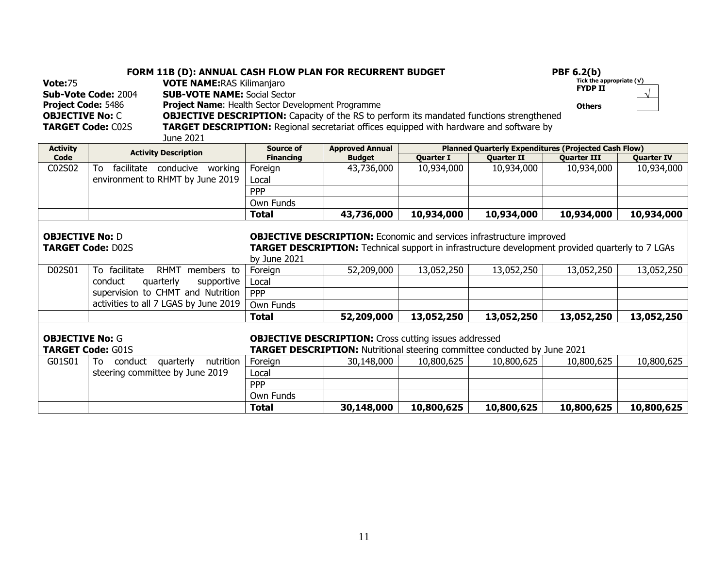**FORM 11B (D): ANNUAL CASH FLOW PLAN FOR RECURRENT BUDGET** **PBF 6.2(b)**

Tick the appropriate (√)

| | |
|---|---|
| **FYDP II** | √ |
| **Others** | |

**Vote:**75 **VOTE NAME:**RAS Kilimanjaro
**Sub-Vote Code:** 2004 **SUB-VOTE NAME:** Social Sector
**Project Code:** 5486 **Project Name**: Health Sector Development Programme
**OBJECTIVE No:** C **OBJECTIVE DESCRIPTION:** Capacity of the RS to perform its mandated functions strengthened
**TARGET Code:** C02S **TARGET DESCRIPTION:** Regional secretariat offices equipped with hardware and software by June 2021

| Activity Code | Activity Description | Source of Financing | Approved Annual Budget | Planned Quarterly Expenditures (Projected Cash Flow) | | | |
|---|---|---|---|---|---|---|---|
| | | | | Quarter I | Quarter II | Quarter III | Quarter IV |
| C02S02 | To facilitate conducive working environment to RHMT by June 2019 | Foreign | 43,736,000 | 10,934,000 | 10,934,000 | 10,934,000 | 10,934,000 |
| | | Local | | | | | |
| | | PPP | | | | | |
| | | Own Funds | | | | | |
| | | **Total** | **43,736,000** | **10,934,000** | **10,934,000** | **10,934,000** | **10,934,000** |

**OBJECTIVE No:** D **OBJECTIVE DESCRIPTION:** Economic and services infrastructure improved
**TARGET Code:** D02S **TARGET DESCRIPTION:** Technical support in infrastructure development provided quarterly to 7 LGAs by June 2021

| Activity Code | Activity Description | Source of Financing | Approved Annual Budget | Quarter I | Quarter II | Quarter III | Quarter IV |
|---|---|---|---|---|---|---|---|
| D02S01 | To facilitate RHMT members to conduct quarterly supportive supervision to CHMT and Nutrition activities to all 7 LGAS by June 2019 | Foreign | 52,209,000 | 13,052,250 | 13,052,250 | 13,052,250 | 13,052,250 |
| | | Local | | | | | |
| | | PPP | | | | | |
| | | Own Funds | | | | | |
| | | **Total** | **52,209,000** | **13,052,250** | **13,052,250** | **13,052,250** | **13,052,250** |

**OBJECTIVE No:** G **OBJECTIVE DESCRIPTION:** Cross cutting issues addressed
**TARGET Code:** G01S **TARGET DESCRIPTION:** Nutritional steering committee conducted by June 2021

| Activity Code | Activity Description | Source of Financing | Approved Annual Budget | Quarter I | Quarter II | Quarter III | Quarter IV |
|---|---|---|---|---|---|---|---|
| G01S01 | To conduct quarterly nutrition steering committee by June 2019 | Foreign | 30,148,000 | 10,800,625 | 10,800,625 | 10,800,625 | 10,800,625 |
| | | Local | | | | | |
| | | PPP | | | | | |
| | | Own Funds | | | | | |
| | | **Total** | **30,148,000** | **10,800,625** | **10,800,625** | **10,800,625** | **10,800,625** |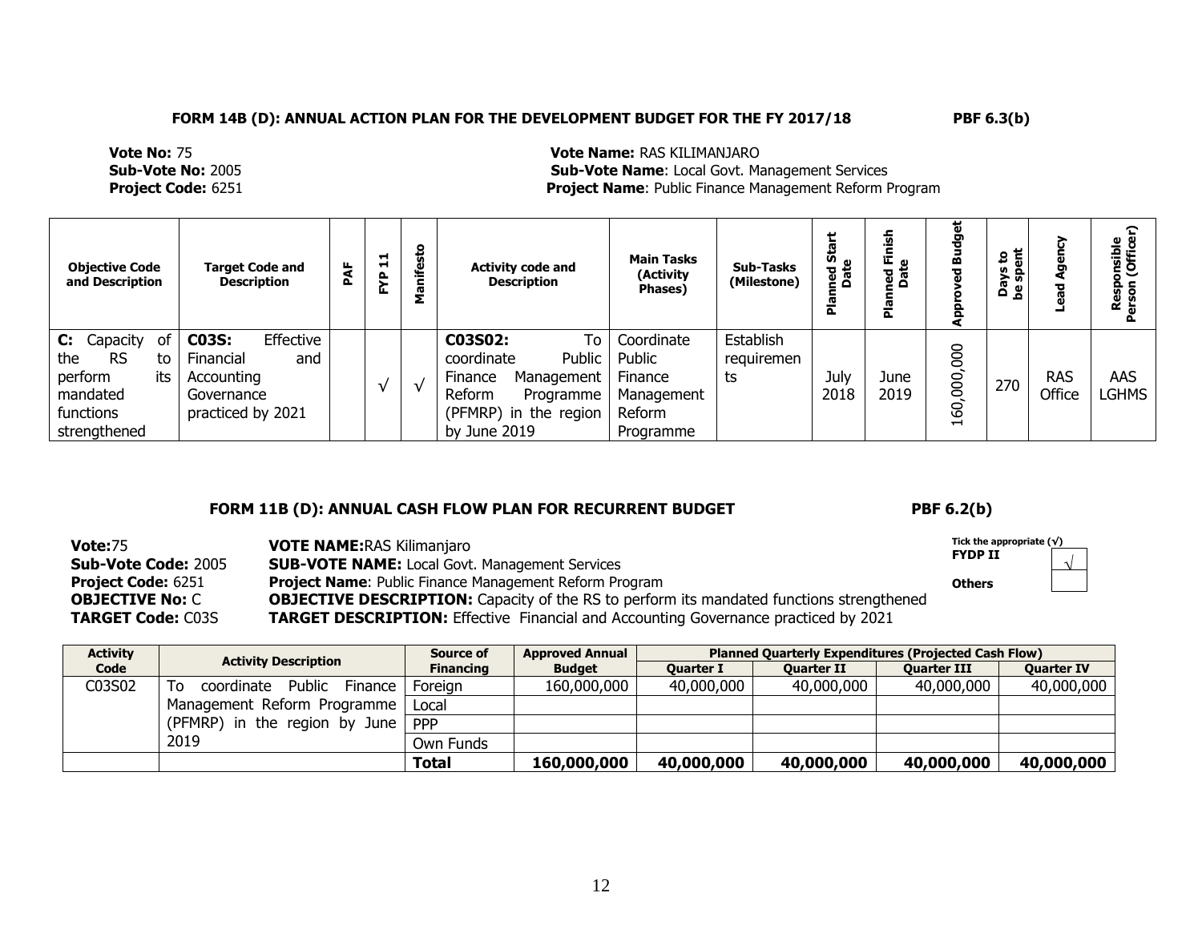**FORM 14B (D): ANNUAL ACTION PLAN FOR THE DEVELOPMENT BUDGET FOR THE FY 2017/18** **PBF 6.3(b)**

**Vote No:** 75 **Vote Name:** RAS KILIMANJARO
**Sub-Vote No:** 2005 **Sub-Vote Name**: Local Govt. Management Services
**Project Code:** 6251 **Project Name**: Public Finance Management Reform Program

| Objective Code and Description | Target Code and Description | PAF | FYP 11 | Manifesto | Activity code and Description | Main Tasks (Activity Phases) | Sub-Tasks (Milestone) | Planned Start Date | Planned Finish Date | Approved Budget | Days to be spent | Lead Agency | Responsible Person (Officer) |
|---|---|---|---|---|---|---|---|---|---|---|---|---|---|
| **C:** Capacity of the RS to perform its mandated functions strengthened | **C03S:** Effective Financial and Accounting Governance practiced by 2021 | | √ | √ | **C03S02:** To coordinate Public Finance Management Reform Programme (PFMRP) in the region by June 2019 | Coordinate Public Finance Management Reform Programme | Establish requirements | July 2018 | June 2019 | 160,000,000 | 270 | RAS Office | AAS LGHMS |

**FORM 11B (D): ANNUAL CASH FLOW PLAN FOR RECURRENT BUDGET** **PBF 6.2(b)**

**Vote:**75 **VOTE NAME:**RAS Kilimanjaro
**Sub-Vote Code:** 2005 **SUB-VOTE NAME:** Local Govt. Management Services
**Project Code:** 6251 **Project Name**: Public Finance Management Reform Program
**OBJECTIVE No:** C **OBJECTIVE DESCRIPTION:** Capacity of the RS to perform its mandated functions strengthened
**TARGET Code:** C03S **TARGET DESCRIPTION:** Effective Financial and Accounting Governance practiced by 2021

Tick the appropriate (√)
**FYDP II** √
**Others**

| Activity Code | Activity Description | Source of Financing | Approved Annual Budget | Planned Quarterly Expenditures (Projected Cash Flow) | | | |
|---|---|---|---|---|---|---|---|
| | | | | Quarter I | Quarter II | Quarter III | Quarter IV |
| C03S02 | To coordinate Public Finance Management Reform Programme (PFMRP) in the region by June 2019 | Foreign | 160,000,000 | 40,000,000 | 40,000,000 | 40,000,000 | 40,000,000 |
| | | Local | | | | | |
| | | PPP | | | | | |
| | | Own Funds | | | | | |
| | | **Total** | **160,000,000** | **40,000,000** | **40,000,000** | **40,000,000** | **40,000,000** |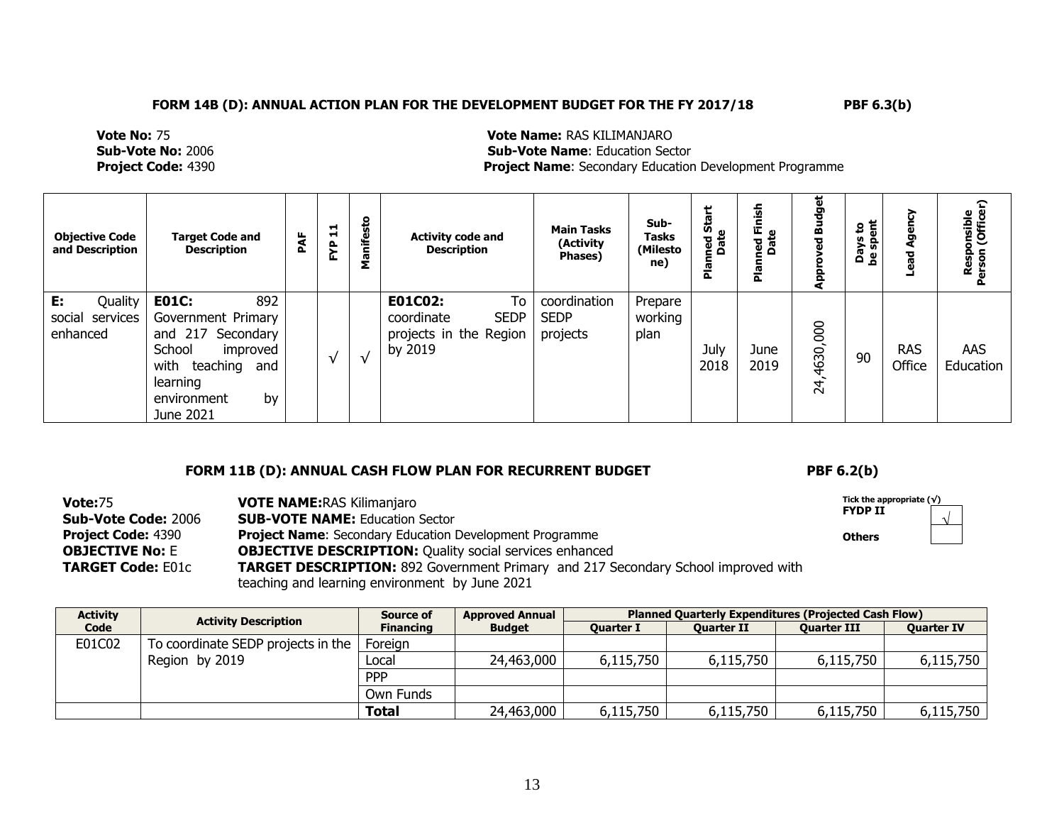**FORM 14B (D): ANNUAL ACTION PLAN FOR THE DEVELOPMENT BUDGET FOR THE FY 2017/18 PBF 6.3(b)**

**Vote No:** 75 **Vote Name:** RAS KILIMANJARO
**Sub-Vote No:** 2006 **Sub-Vote Name**: Education Sector
**Project Code:** 4390 **Project Name**: Secondary Education Development Programme

| Objective Code and Description | Target Code and Description | PAF | FYP 11 | Manifesto | Activity code and Description | Main Tasks (Activity Phases) | Sub-Tasks (Milestone) | Planned Start Date | Planned Finish Date | Approved Budget | Days to be spent | Lead Agency | Responsible Person (Officer) |
|---|---|---|---|---|---|---|---|---|---|---|---|---|---|
| **E:** Quality social services enhanced | **E01C:** 892 Government Primary and 217 Secondary School improved with teaching and learning environment by June 2021 | | √ | √ | **E01C02:** To coordinate SEDP projects in the Region by 2019 | coordination SEDP projects | Prepare working plan | July 2018 | June 2019 | 24,4630,000 | 90 | RAS Office | AAS Education |

**FORM 11B (D): ANNUAL CASH FLOW PLAN FOR RECURRENT BUDGET PBF 6.2(b)**

**Vote:**75 **VOTE NAME:**RAS Kilimanjaro
**Sub-Vote Code:** 2006 **SUB-VOTE NAME:** Education Sector
**Project Code:** 4390 **Project Name**: Secondary Education Development Programme
**OBJECTIVE No:** E **OBJECTIVE DESCRIPTION:** Quality social services enhanced
**TARGET Code:** E01c **TARGET DESCRIPTION:** 892 Government Primary and 217 Secondary School improved with teaching and learning environment by June 2021

**Tick the appropriate (√)**
**FYDP II** √
**Others**

| Activity Code | Activity Description | Source of Financing | Approved Annual Budget | Planned Quarterly Expenditures (Projected Cash Flow) | | | |
|---|---|---|---|---|---|---|---|
| | | | | Quarter I | Quarter II | Quarter III | Quarter IV |
| E01C02 | To coordinate SEDP projects in the Region by 2019 | Foreign | | | | | |
| | | Local | 24,463,000 | 6,115,750 | 6,115,750 | 6,115,750 | 6,115,750 |
| | | PPP | | | | | |
| | | Own Funds | | | | | |
| | | **Total** | 24,463,000 | 6,115,750 | 6,115,750 | 6,115,750 | 6,115,750 |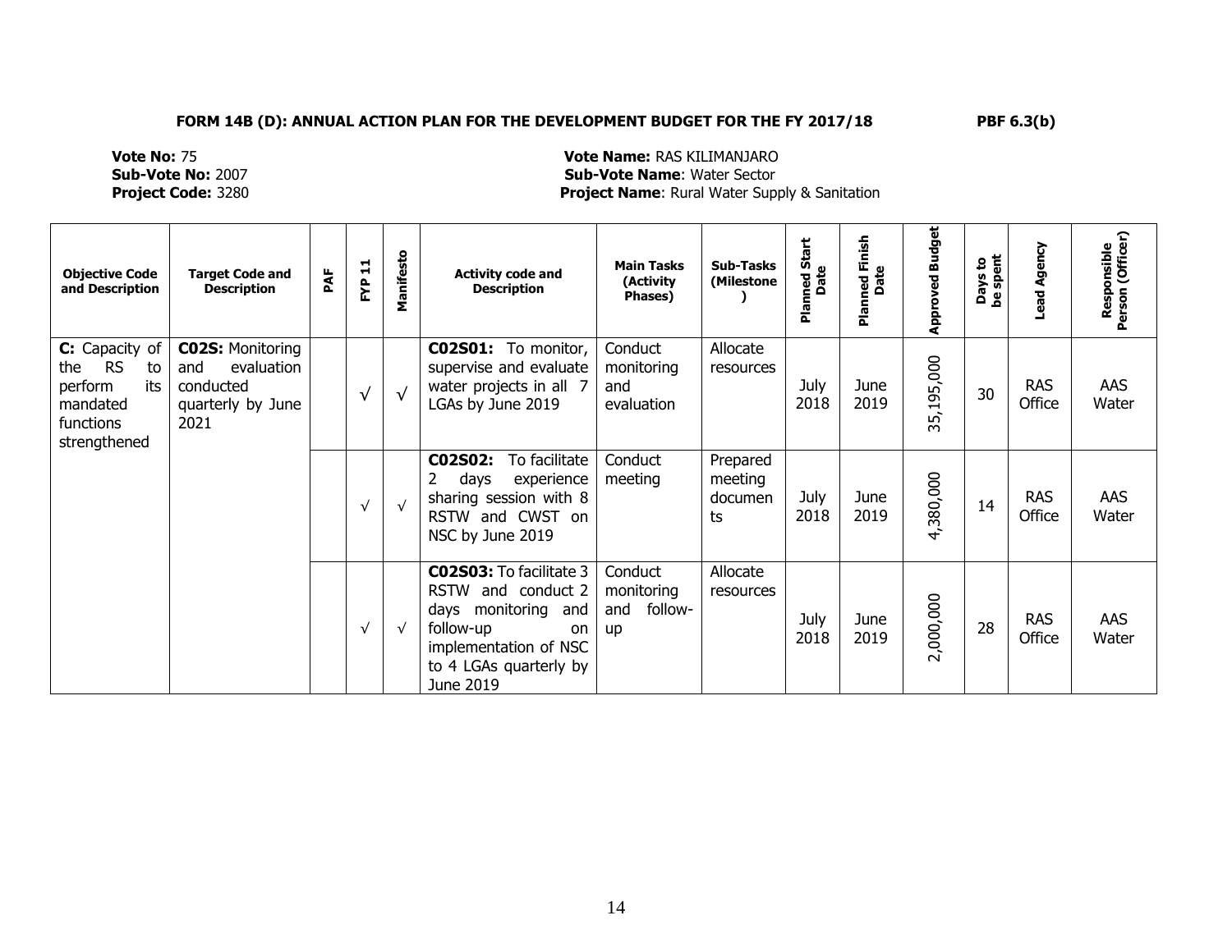**FORM 14B (D): ANNUAL ACTION PLAN FOR THE DEVELOPMENT BUDGET FOR THE FY 2017/18** **PBF 6.3(b)**

**Vote No:** 75 **Vote Name:** RAS KILIMANJARO
**Sub-Vote No:** 2007 **Sub-Vote Name**: Water Sector
**Project Code:** 3280 **Project Name**: Rural Water Supply & Sanitation

| Objective Code and Description | Target Code and Description | PAF | FYP 11 | Manifesto | Activity code and Description | Main Tasks (Activity Phases) | Sub-Tasks (Milestone) | Planned Start Date | Planned Finish Date | Approved Budget | Days to be spent | Lead Agency | Responsible Person (Officer) |
|---|---|---|---|---|---|---|---|---|---|---|---|---|---|
| **C:** Capacity of the RS to perform its mandated functions strengthened | **C02S:** Monitoring and evaluation conducted quarterly by June 2021 | | √ | √ | **C02S01:** To monitor, supervise and evaluate water projects in all 7 LGAs by June 2019 | Conduct monitoring and evaluation | Allocate resources | July 2018 | June 2019 | 35,195,000 | 30 | RAS Office | AAS Water |
| | | | √ | √ | **C02S02:** To facilitate 2 days experience sharing session with 8 RSTW and CWST on NSC by June 2019 | Conduct meeting | Prepared meeting documents | July 2018 | June 2019 | 4,380,000 | 14 | RAS Office | AAS Water |
| | | | √ | √ | **C02S03:** To facilitate 3 RSTW and conduct 2 days monitoring and follow-up on implementation of NSC to 4 LGAs quarterly by June 2019 | Conduct monitoring and follow-up | Allocate resources | July 2018 | June 2019 | 2,000,000 | 28 | RAS Office | AAS Water |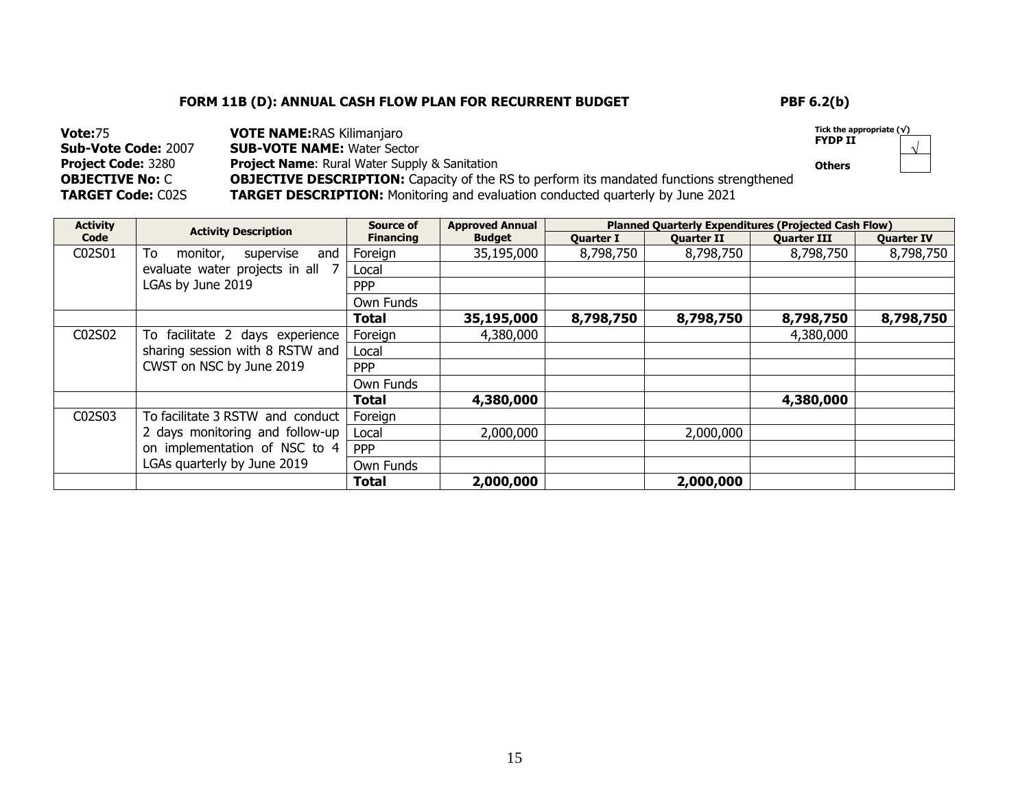**FORM 11B (D): ANNUAL CASH FLOW PLAN FOR RECURRENT BUDGET** **PBF 6.2(b)**

**Vote:**75 **VOTE NAME:**RAS Kilimanjaro
**Sub-Vote Code:** 2007 **SUB-VOTE NAME:** Water Sector
**Project Code:** 3280 **Project Name**: Rural Water Supply & Sanitation
**OBJECTIVE No:** C **OBJECTIVE DESCRIPTION:** Capacity of the RS to perform its mandated functions strengthened
**TARGET Code:** C02S **TARGET DESCRIPTION:** Monitoring and evaluation conducted quarterly by June 2021

Tick the appropriate (√)
**FYDP II** √
**Others**

| Activity Code | Activity Description | Source of Financing | Approved Annual Budget | Planned Quarterly Expenditures (Projected Cash Flow) | | | |
|---|---|---|---|---|---|---|---|
| | | | | Quarter I | Quarter II | Quarter III | Quarter IV |
| C02S01 | To monitor, supervise and evaluate water projects in all 7 LGAs by June 2019 | Foreign | 35,195,000 | 8,798,750 | 8,798,750 | 8,798,750 | 8,798,750 |
| | | Local | | | | | |
| | | PPP | | | | | |
| | | Own Funds | | | | | |
| | | **Total** | **35,195,000** | **8,798,750** | **8,798,750** | **8,798,750** | **8,798,750** |
| C02S02 | To facilitate 2 days experience sharing session with 8 RSTW and CWST on NSC by June 2019 | Foreign | 4,380,000 | | | 4,380,000 | |
| | | Local | | | | | |
| | | PPP | | | | | |
| | | Own Funds | | | | | |
| | | **Total** | **4,380,000** | | | **4,380,000** | |
| C02S03 | To facilitate 3 RSTW and conduct 2 days monitoring and follow-up on implementation of NSC to 4 LGAs quarterly by June 2019 | Foreign | | | | | |
| | | Local | 2,000,000 | | 2,000,000 | | |
| | | PPP | | | | | |
| | | Own Funds | | | | | |
| | | **Total** | **2,000,000** | | **2,000,000** | | |